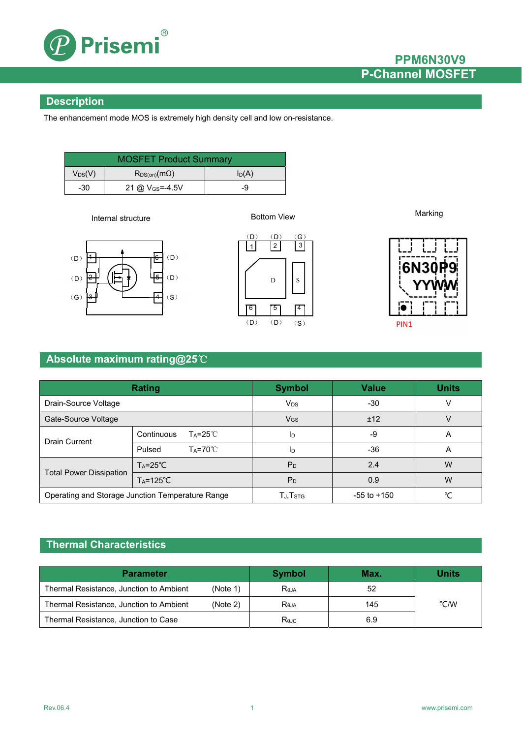# PPM6N30V9

## P-Channel MOSFET

## Description

The enhancement mode MOS is extremely high density cell and low on-resistance.

| MOSFET Product Summary | | |
|---|---|---|
| $V_{DS}$(V) | $R_{DS(on)}$(mΩ) | $I_D$(A) |
| -30 | 21 @ $V_{GS}$=-4.5V | -9 |

Internal structure

Bottom View

Marking

## Absolute maximum rating@25℃

| Rating | | Symbol | Value | Units |
|---|---|---|---|---|
| Drain-Source Voltage | | $V_{DS}$ | -30 | V |
| Gate-Source Voltage | | $V_{GS}$ | ±12 | V |
| Drain Current | Continuous $T_A$=25℃ | $I_D$ | -9 | A |
| | Pulsed $T_A$=70℃ | $I_D$ | -36 | A |
| Total Power Dissipation | $T_A$=25℃ | $P_D$ | 2.4 | W |
| | $T_A$=125℃ | $P_D$ | 0.9 | W |
| Operating and Storage Junction Temperature Range | | $T_J$,$T_{STG}$ | -55 to +150 | ℃ |

## Thermal Characteristics

| Parameter | Symbol | Max. | Units |
|---|---|---|---|
| Thermal Resistance, Junction to Ambient (Note 1) | $R_{θJA}$ | 52 | ℃/W |
| Thermal Resistance, Junction to Ambient (Note 2) | $R_{θJA}$ | 145 | ℃/W |
| Thermal Resistance, Junction to Case | $R_{θJC}$ | 6.9 | ℃/W |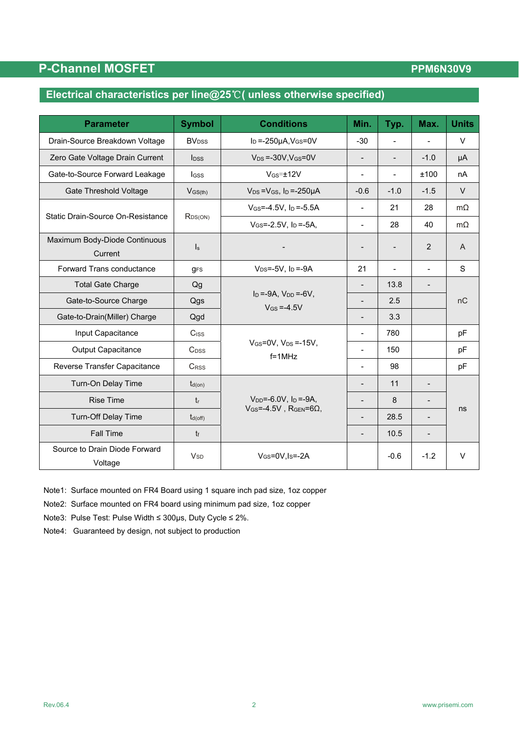## Electrical characteristics per line@25℃( unless otherwise specified)

| Parameter | Symbol | Conditions | Min. | Typ. | Max. | Units |
|---|---|---|---|---|---|---|
| Drain-Source Breakdown Voltage | $BV_{DSS}$ | $I_D$ =-250μA,$V_{GS}$=0V | -30 | - | - | V |
| Zero Gate Voltage Drain Current | $I_{DSS}$ | $V_{DS}$ =-30V,$V_{GS}$=0V | - | - | -1.0 | μA |
| Gate-to-Source Forward Leakage | $I_{GSS}$ | $V_{GS}$=±12V | - | - | ±100 | nA |
| Gate Threshold Voltage | $V_{GS(th)}$ | $V_{DS}$ =$V_{GS}$, $I_D$ =-250μA | -0.6 | -1.0 | -1.5 | V |
| Static Drain-Source On-Resistance | $R_{DS(ON)}$ | $V_{GS}$=-4.5V, $I_D$ =-5.5A | - | 21 | 28 | mΩ |
| | | $V_{GS}$=-2.5V, $I_D$ =-5A, | - | 28 | 40 | mΩ |
| Maximum Body-Diode Continuous Current | $I_s$ | - | - | - | 2 | A |
| Forward Trans conductance | $g_{FS}$ | $V_{DS}$=-5V, $I_D$ =-9A | 21 | - | - | S |
| Total Gate Charge | Qg | $I_D$ =-9A, $V_{DD}$ =-6V, $V_{GS}$ =-4.5V | - | 13.8 | - | nC |
| Gate-to-Source Charge | Qgs | | - | 2.5 | | nC |
| Gate-to-Drain(Miller) Charge | Qgd | | - | 3.3 | | nC |
| Input Capacitance | $C_{ISS}$ | $V_{GS}$=0V, $V_{DS}$ =-15V, f=1MHz | - | 780 | | pF |
| Output Capacitance | $C_{DSS}$ | | - | 150 | | pF |
| Reverse Transfer Capacitance | $C_{RSS}$ | | - | 98 | | pF |
| Turn-On Delay Time | $t_{d(on)}$ | $V_{DD}$=-6.0V, $I_D$ =-9A, $V_{GS}$=-4.5V , $R_{GEN}$=6Ω, | - | 11 | - | ns |
| Rise Time | $t_r$ | | - | 8 | - | ns |
| Turn-Off Delay Time | $t_{d(off)}$ | | - | 28.5 | - | ns |
| Fall Time | $t_f$ | | - | 10.5 | - | ns |
| Source to Drain Diode Forward Voltage | $V_{SD}$ | $V_{GS}$=0V,$I_S$=-2A | | -0.6 | -1.2 | V |

Note1: Surface mounted on FR4 Board using 1 square inch pad size, 1oz copper

Note2: Surface mounted on FR4 board using minimum pad size, 1oz copper

Note3: Pulse Test: Pulse Width ≤ 300μs, Duty Cycle ≤ 2%.

Note4: Guaranteed by design, not subject to production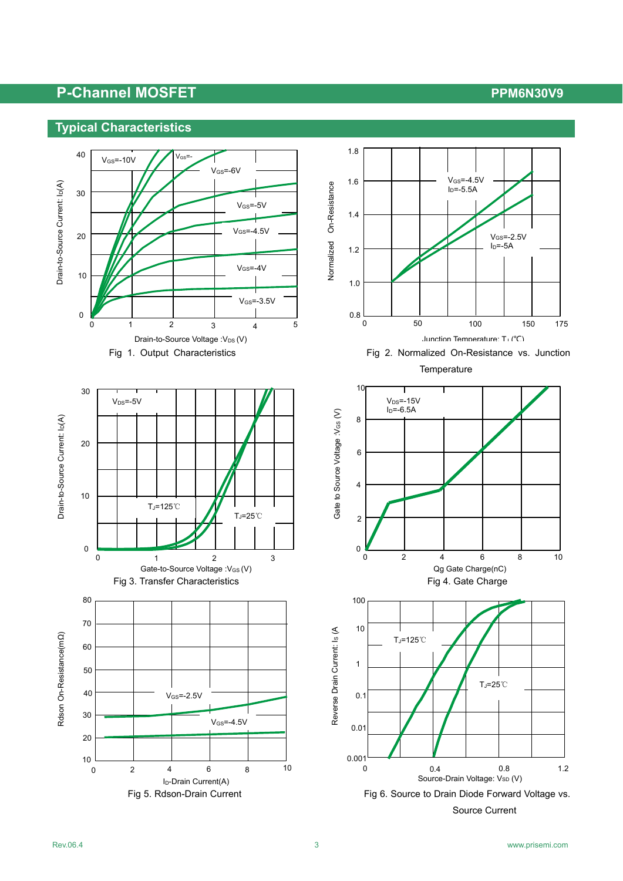## Typical Characteristics

Fig 1. Output Characteristics

Fig 2. Normalized On-Resistance vs. Junction Temperature

Fig 3. Transfer Characteristics

Fig 4. Gate Charge

Fig 5. Rdson-Drain Current

Fig 6. Source to Drain Diode Forward Voltage vs. Source Current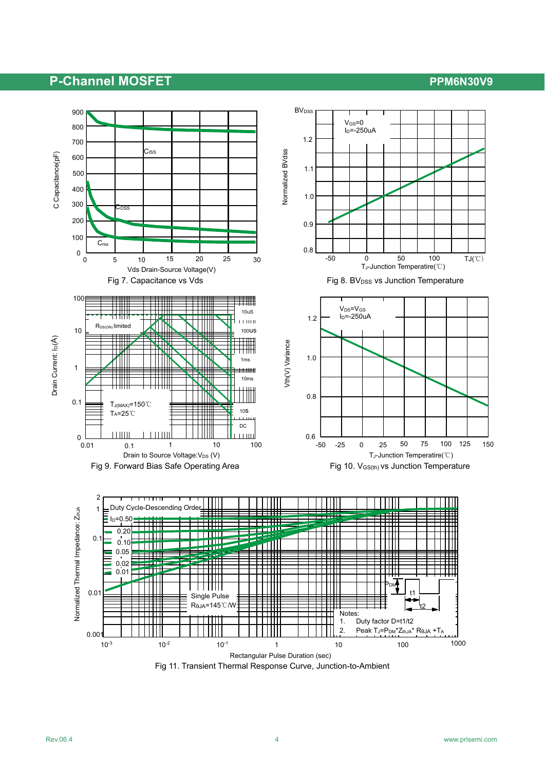Fig 7. Capacitance vs Vds

Fig 8. $BV_{DSS}$ vs Junction Temperature

Fig 9. Forward Bias Safe Operating Area

Fig 10. $V_{GS(th)}$ vs Junction Temperature

Fig 11. Transient Thermal Response Curve, Junction-to-Ambient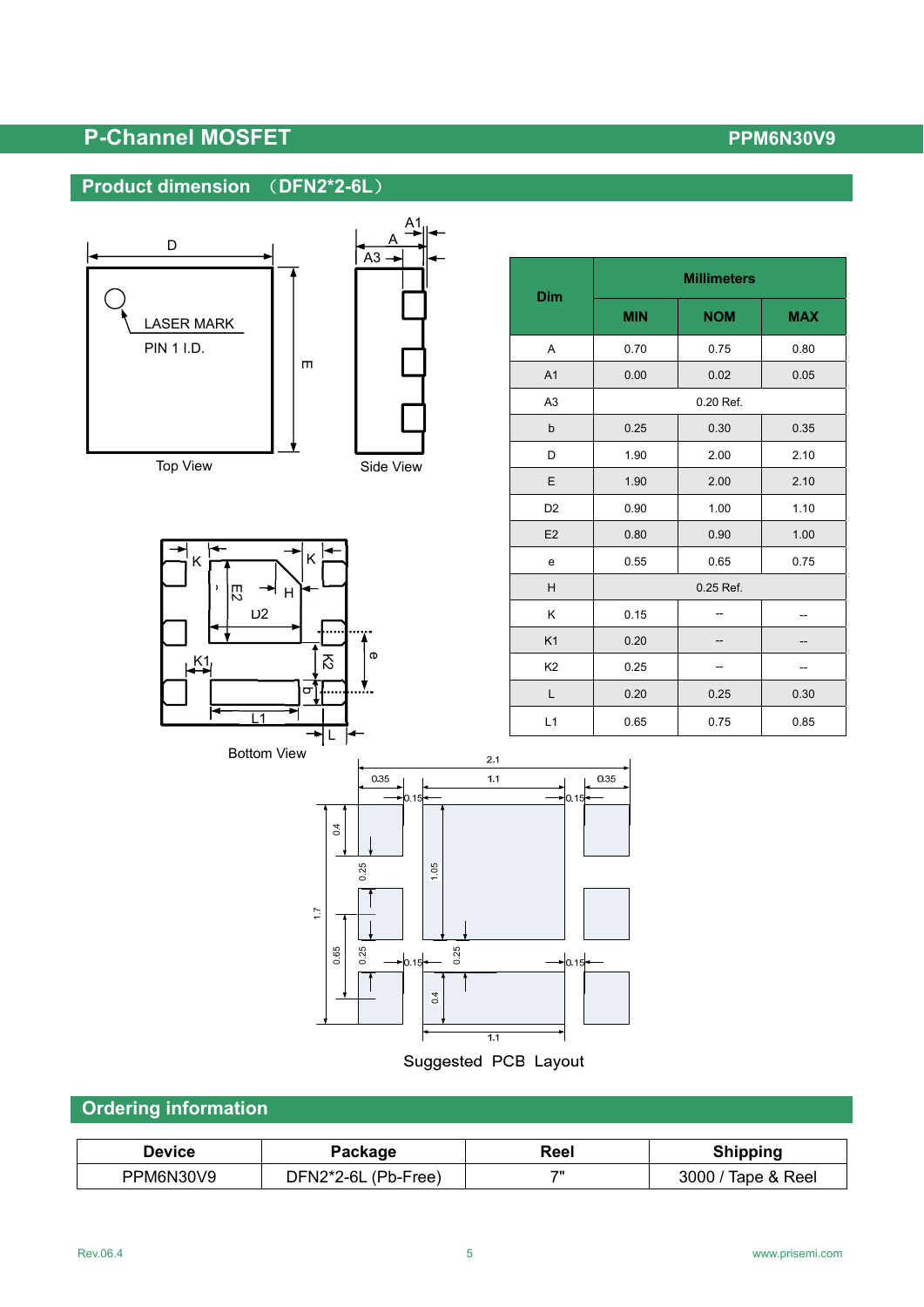## Product dimension （DFN2*2-6L）

Top View

Side View

Bottom View

| Dim | Millimeters | | |
|---|---|---|---|
| | MIN | NOM | MAX |
| A | 0.70 | 0.75 | 0.80 |
| A1 | 0.00 | 0.02 | 0.05 |
| A3 | 0.20 Ref. | | |
| b | 0.25 | 0.30 | 0.35 |
| D | 1.90 | 2.00 | 2.10 |
| E | 1.90 | 2.00 | 2.10 |
| D2 | 0.90 | 1.00 | 1.10 |
| E2 | 0.80 | 0.90 | 1.00 |
| e | 0.55 | 0.65 | 0.75 |
| H | 0.25 Ref. | | |
| K | 0.15 | -- | -- |
| K1 | 0.20 | -- | -- |
| K2 | 0.25 | -- | -- |
| L | 0.20 | 0.25 | 0.30 |
| L1 | 0.65 | 0.75 | 0.85 |

Suggested PCB Layout

## Ordering information

| Device | Package | Reel | Shipping |
|---|---|---|---|
| PPM6N30V9 | DFN2*2-6L (Pb-Free) | 7" | 3000 / Tape & Reel |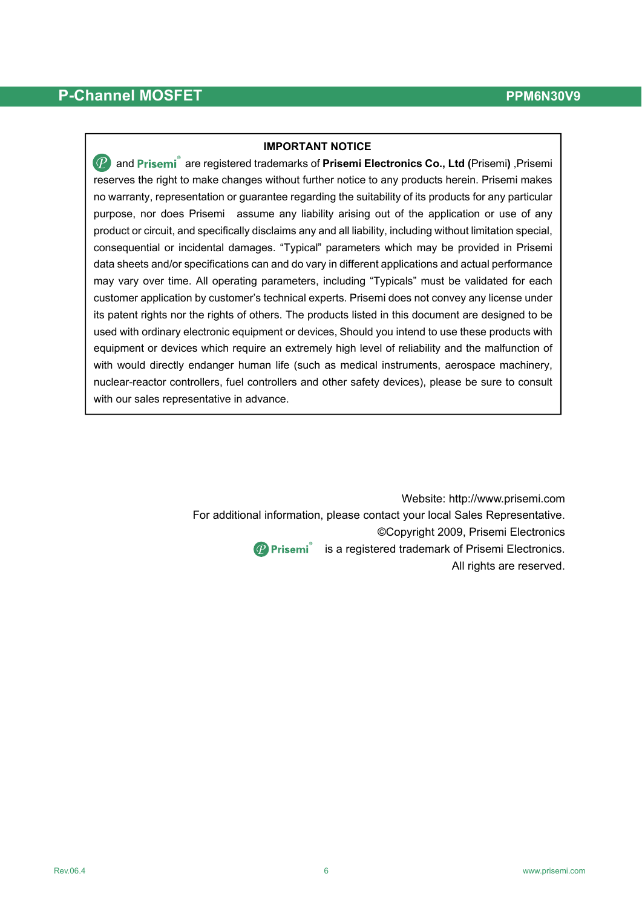## IMPORTANT NOTICE

and **Prisemi**® are registered trademarks of **Prisemi Electronics Co., Ltd (**Prisemi**)** ,Prisemi reserves the right to make changes without further notice to any products herein. Prisemi makes no warranty, representation or guarantee regarding the suitability of its products for any particular purpose, nor does Prisemi assume any liability arising out of the application or use of any product or circuit, and specifically disclaims any and all liability, including without limitation special, consequential or incidental damages. "Typical" parameters which may be provided in Prisemi data sheets and/or specifications can and do vary in different applications and actual performance may vary over time. All operating parameters, including "Typicals" must be validated for each customer application by customer's technical experts. Prisemi does not convey any license under its patent rights nor the rights of others. The products listed in this document are designed to be used with ordinary electronic equipment or devices, Should you intend to use these products with equipment or devices which require an extremely high level of reliability and the malfunction of with would directly endanger human life (such as medical instruments, aerospace machinery, nuclear-reactor controllers, fuel controllers and other safety devices), please be sure to consult with our sales representative in advance.

Website: http://www.prisemi.com

For additional information, please contact your local Sales Representative.

©Copyright 2009, Prisemi Electronics

Prisemi® is a registered trademark of Prisemi Electronics.

All rights are reserved.